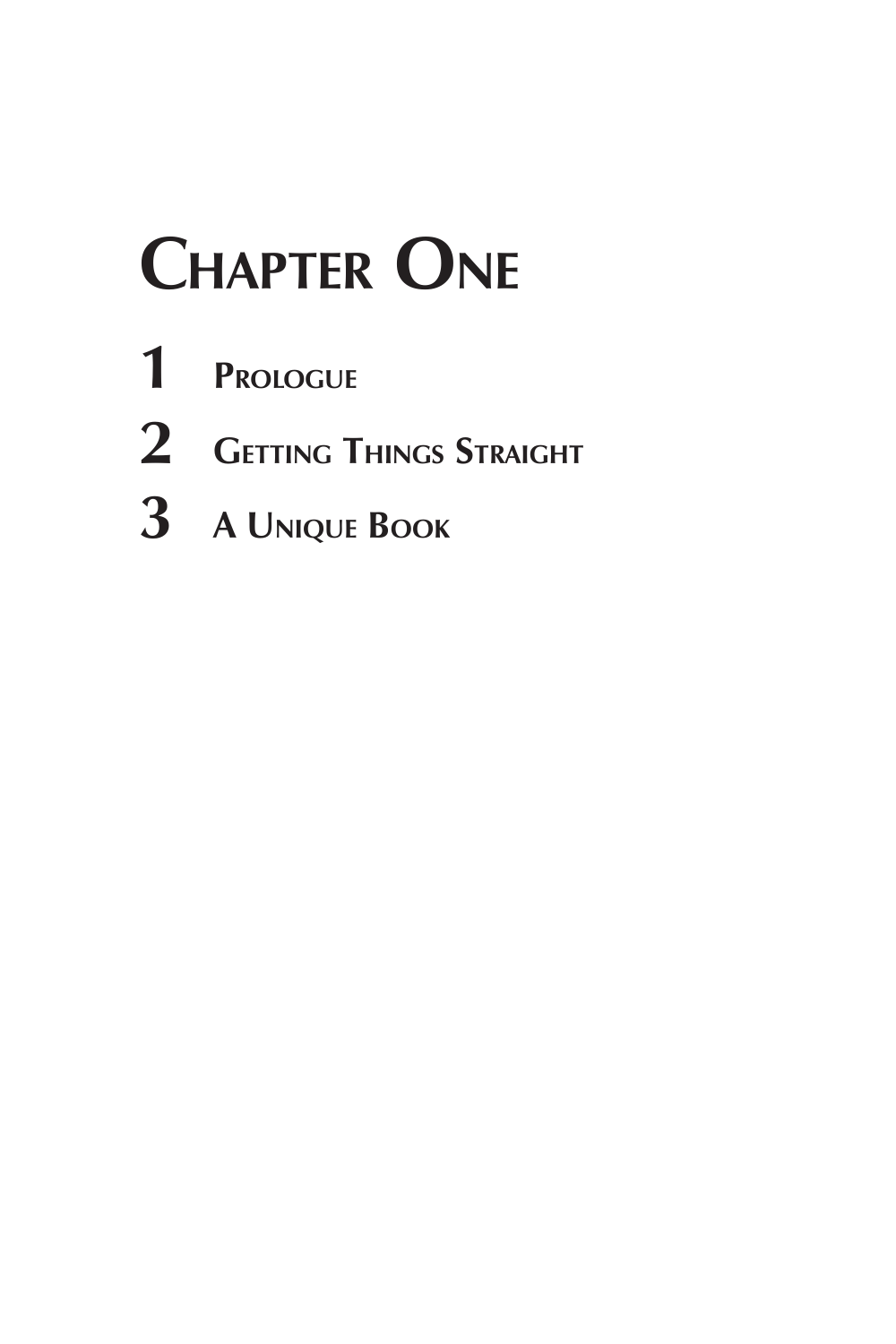# Chapter One

**1** **Prologue**

**2** **Getting Things Straight**

**3** **A Unique Book**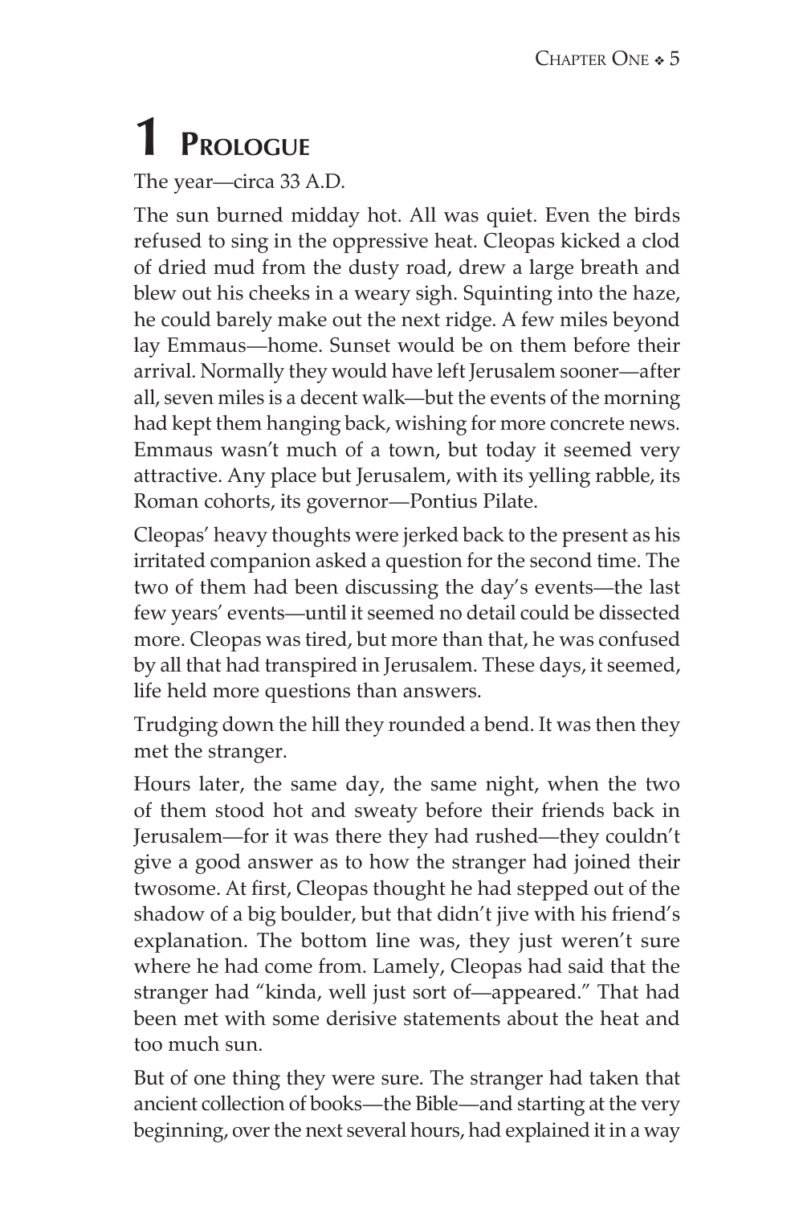# 1 Prologue

The year—circa 33 A.D.

The sun burned midday hot. All was quiet. Even the birds refused to sing in the oppressive heat. Cleopas kicked a clod of dried mud from the dusty road, drew a large breath and blew out his cheeks in a weary sigh. Squinting into the haze, he could barely make out the next ridge. A few miles beyond lay Emmaus—home. Sunset would be on them before their arrival. Normally they would have left Jerusalem sooner—after all, seven miles is a decent walk—but the events of the morning had kept them hanging back, wishing for more concrete news. Emmaus wasn't much of a town, but today it seemed very attractive. Any place but Jerusalem, with its yelling rabble, its Roman cohorts, its governor—Pontius Pilate.

Cleopas' heavy thoughts were jerked back to the present as his irritated companion asked a question for the second time. The two of them had been discussing the day's events—the last few years' events—until it seemed no detail could be dissected more. Cleopas was tired, but more than that, he was confused by all that had transpired in Jerusalem. These days, it seemed, life held more questions than answers.

Trudging down the hill they rounded a bend. It was then they met the stranger.

Hours later, the same day, the same night, when the two of them stood hot and sweaty before their friends back in Jerusalem—for it was there they had rushed—they couldn't give a good answer as to how the stranger had joined their twosome. At first, Cleopas thought he had stepped out of the shadow of a big boulder, but that didn't jive with his friend's explanation. The bottom line was, they just weren't sure where he had come from. Lamely, Cleopas had said that the stranger had "kinda, well just sort of—appeared." That had been met with some derisive statements about the heat and too much sun.

But of one thing they were sure. The stranger had taken that ancient collection of books—the Bible—and starting at the very beginning, over the next several hours, had explained it in a way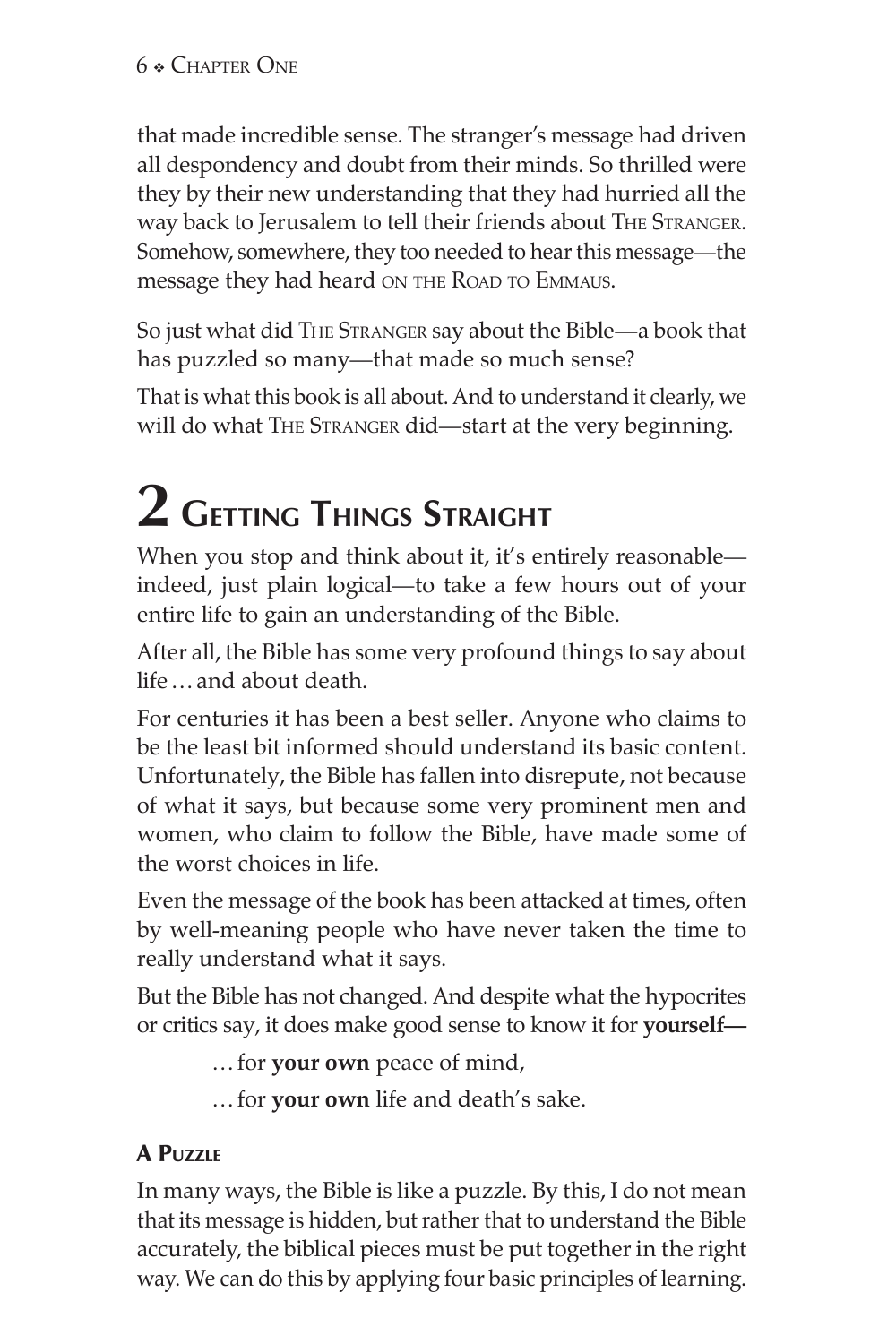that made incredible sense. The stranger's message had driven all despondency and doubt from their minds. So thrilled were they by their new understanding that they had hurried all the way back to Jerusalem to tell their friends about The Stranger. Somehow, somewhere, they too needed to hear this message—the message they had heard on the Road to Emmaus.

So just what did The Stranger say about the Bible—a book that has puzzled so many—that made so much sense?

That is what this book is all about. And to understand it clearly, we will do what The Stranger did—start at the very beginning.

# 2 Getting Things Straight

When you stop and think about it, it's entirely reasonable—indeed, just plain logical—to take a few hours out of your entire life to gain an understanding of the Bible.

After all, the Bible has some very profound things to say about life … and about death.

For centuries it has been a best seller. Anyone who claims to be the least bit informed should understand its basic content. Unfortunately, the Bible has fallen into disrepute, not because of what it says, but because some very prominent men and women, who claim to follow the Bible, have made some of the worst choices in life.

Even the message of the book has been attacked at times, often by well-meaning people who have never taken the time to really understand what it says.

But the Bible has not changed. And despite what the hypocrites or critics say, it does make good sense to know it for **yourself—**

… for **your own** peace of mind,

… for **your own** life and death's sake.

### A Puzzle

In many ways, the Bible is like a puzzle. By this, I do not mean that its message is hidden, but rather that to understand the Bible accurately, the biblical pieces must be put together in the right way. We can do this by applying four basic principles of learning.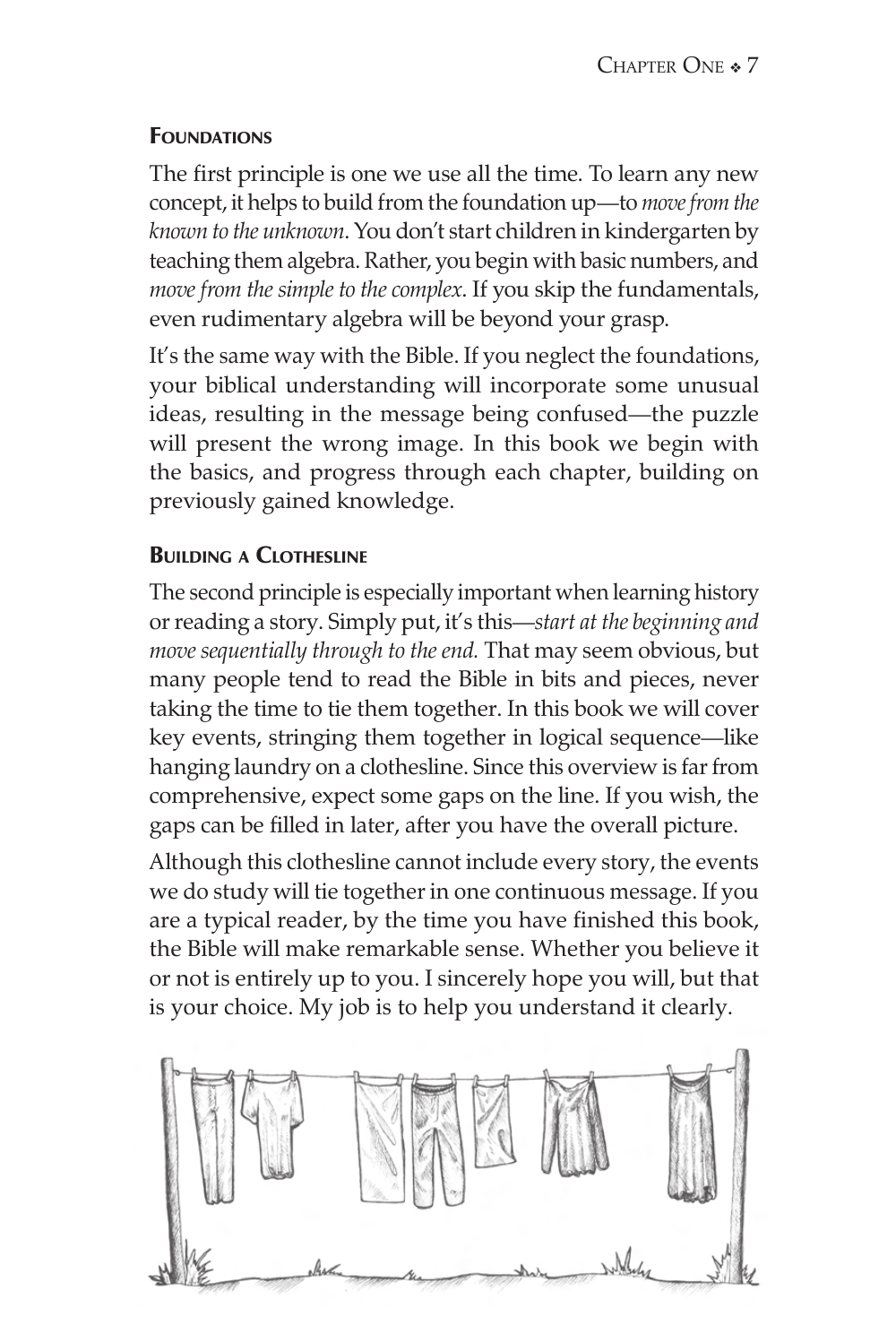#### Foundations

The first principle is one we use all the time. To learn any new concept, it helps to build from the foundation up—to *move from the known to the unknown*. You don't start children in kindergarten by teaching them algebra. Rather, you begin with basic numbers, and *move from the simple to the complex*. If you skip the fundamentals, even rudimentary algebra will be beyond your grasp.

It's the same way with the Bible. If you neglect the foundations, your biblical understanding will incorporate some unusual ideas, resulting in the message being confused—the puzzle will present the wrong image. In this book we begin with the basics, and progress through each chapter, building on previously gained knowledge.

#### Building a Clothesline

The second principle is especially important when learning history or reading a story. Simply put, it's this—*start at the beginning and move sequentially through to the end.* That may seem obvious, but many people tend to read the Bible in bits and pieces, never taking the time to tie them together. In this book we will cover key events, stringing them together in logical sequence—like hanging laundry on a clothesline. Since this overview is far from comprehensive, expect some gaps on the line. If you wish, the gaps can be filled in later, after you have the overall picture.

Although this clothesline cannot include every story, the events we do study will tie together in one continuous message. If you are a typical reader, by the time you have finished this book, the Bible will make remarkable sense. Whether you believe it or not is entirely up to you. I sincerely hope you will, but that is your choice. My job is to help you understand it clearly.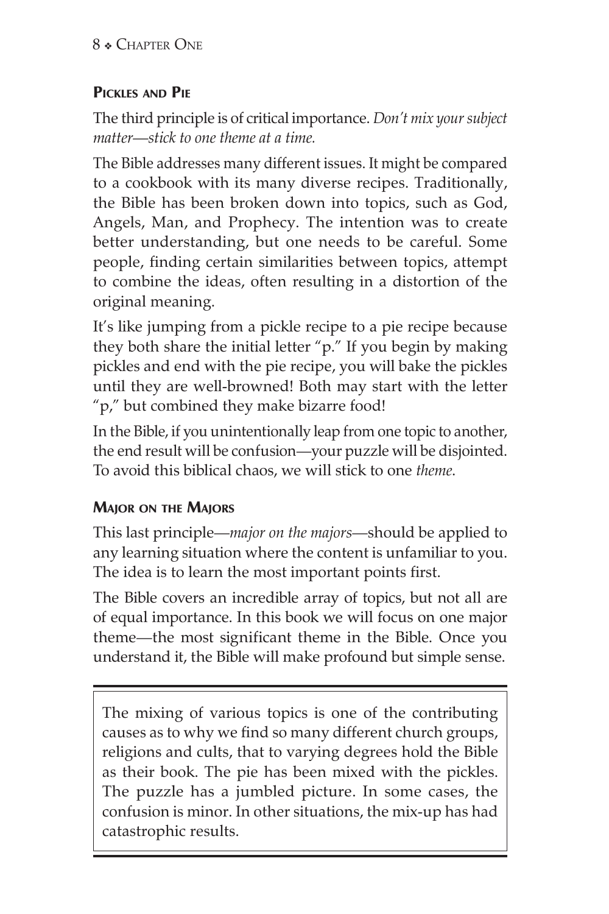### Pickles and Pie

The third principle is of critical importance. *Don't mix your subject matter—stick to one theme at a time.*

The Bible addresses many different issues. It might be compared to a cookbook with its many diverse recipes. Traditionally, the Bible has been broken down into topics, such as God, Angels, Man, and Prophecy. The intention was to create better understanding, but one needs to be careful. Some people, finding certain similarities between topics, attempt to combine the ideas, often resulting in a distortion of the original meaning.

It's like jumping from a pickle recipe to a pie recipe because they both share the initial letter "p." If you begin by making pickles and end with the pie recipe, you will bake the pickles until they are well-browned! Both may start with the letter "p," but combined they make bizarre food!

In the Bible, if you unintentionally leap from one topic to another, the end result will be confusion—your puzzle will be disjointed. To avoid this biblical chaos, we will stick to one *theme*.

### Major on the Majors

This last principle—*major on the majors*—should be applied to any learning situation where the content is unfamiliar to you. The idea is to learn the most important points first.

The Bible covers an incredible array of topics, but not all are of equal importance. In this book we will focus on one major theme—the most significant theme in the Bible. Once you understand it, the Bible will make profound but simple sense.

> The mixing of various topics is one of the contributing causes as to why we find so many different church groups, religions and cults, that to varying degrees hold the Bible as their book. The pie has been mixed with the pickles. The puzzle has a jumbled picture. In some cases, the confusion is minor. In other situations, the mix-up has had catastrophic results.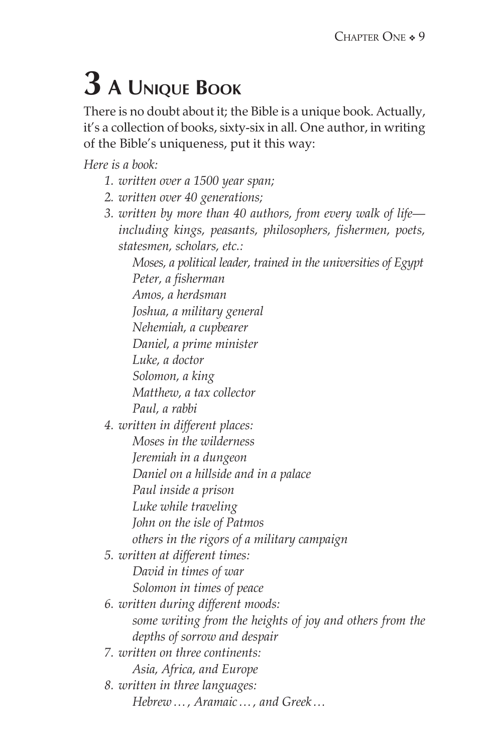# 3 A Unique Book

There is no doubt about it; the Bible is a unique book. Actually, it's a collection of books, sixty-six in all. One author, in writing of the Bible's uniqueness, put it this way:

*Here is a book:*

1. *written over a 1500 year span;*
2. *written over 40 generations;*
3. *written by more than 40 authors, from every walk of life—including kings, peasants, philosophers, fishermen, poets, statesmen, scholars, etc.:*

   *Moses, a political leader, trained in the universities of Egypt*
   *Peter, a fisherman*
   *Amos, a herdsman*
   *Joshua, a military general*
   *Nehemiah, a cupbearer*
   *Daniel, a prime minister*
   *Luke, a doctor*
   *Solomon, a king*
   *Matthew, a tax collector*
   *Paul, a rabbi*

4. *written in different places:*

   *Moses in the wilderness*
   *Jeremiah in a dungeon*
   *Daniel on a hillside and in a palace*
   *Paul inside a prison*
   *Luke while traveling*
   *John on the isle of Patmos*
   *others in the rigors of a military campaign*

5. *written at different times:*

   *David in times of war*
   *Solomon in times of peace*

6. *written during different moods:*

   *some writing from the heights of joy and others from the depths of sorrow and despair*

7. *written on three continents:*

   *Asia, Africa, and Europe*

8. *written in three languages:*

   *Hebrew . . . , Aramaic . . . , and Greek . . .*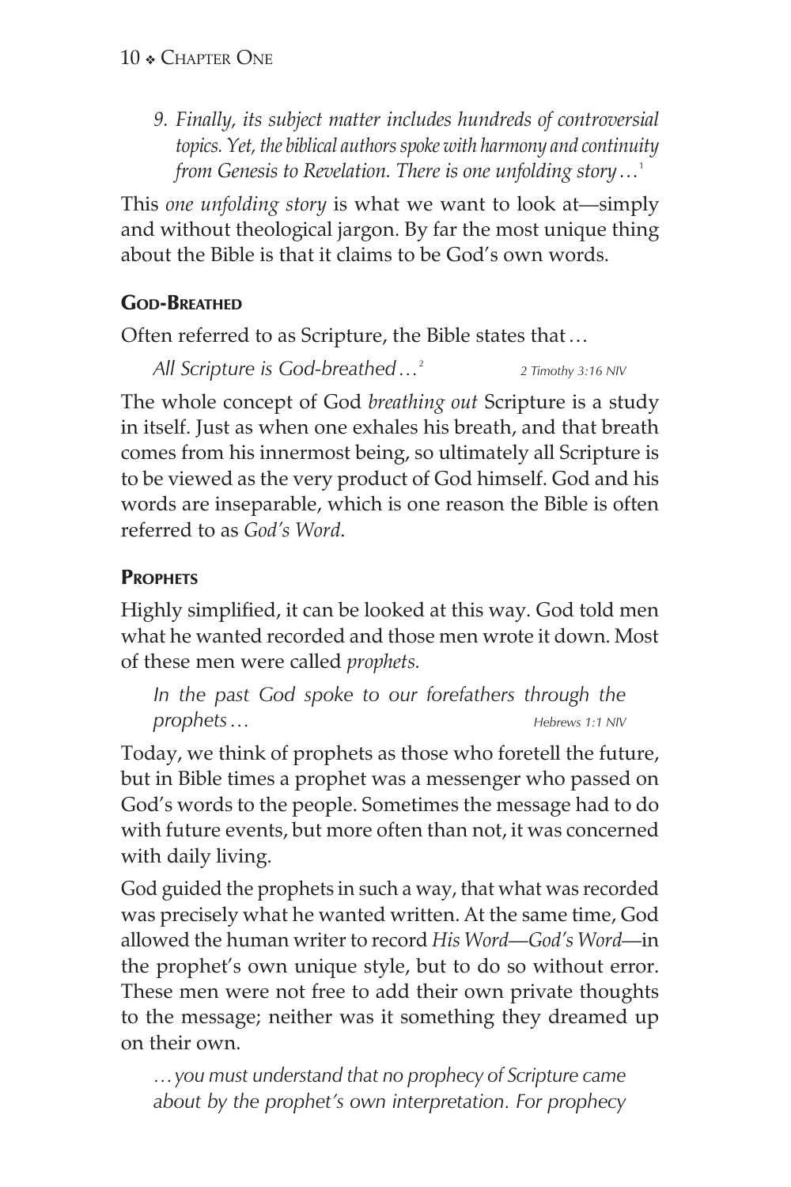*9. Finally, its subject matter includes hundreds of controversial topics. Yet, the biblical authors spoke with harmony and continuity from Genesis to Revelation. There is one unfolding story …*[1]

This *one unfolding story* is what we want to look at—simply and without theological jargon. By far the most unique thing about the Bible is that it claims to be God's own words.

### God-Breathed

Often referred to as Scripture, the Bible states that …

> *All Scripture is God-breathed …*[2] — *2 Timothy 3:16 NIV*

The whole concept of God *breathing out* Scripture is a study in itself. Just as when one exhales his breath, and that breath comes from his innermost being, so ultimately all Scripture is to be viewed as the very product of God himself. God and his words are inseparable, which is one reason the Bible is often referred to as *God's Word*.

### Prophets

Highly simplified, it can be looked at this way. God told men what he wanted recorded and those men wrote it down. Most of these men were called *prophets.*

> *In the past God spoke to our forefathers through the prophets …* — *Hebrews 1:1 NIV*

Today, we think of prophets as those who foretell the future, but in Bible times a prophet was a messenger who passed on God's words to the people. Sometimes the message had to do with future events, but more often than not, it was concerned with daily living.

God guided the prophets in such a way, that what was recorded was precisely what he wanted written. At the same time, God allowed the human writer to record *His Word—God's Word*—in the prophet's own unique style, but to do so without error. These men were not free to add their own private thoughts to the message; neither was it something they dreamed up on their own.

> *… you must understand that no prophecy of Scripture came about by the prophet's own interpretation. For prophecy*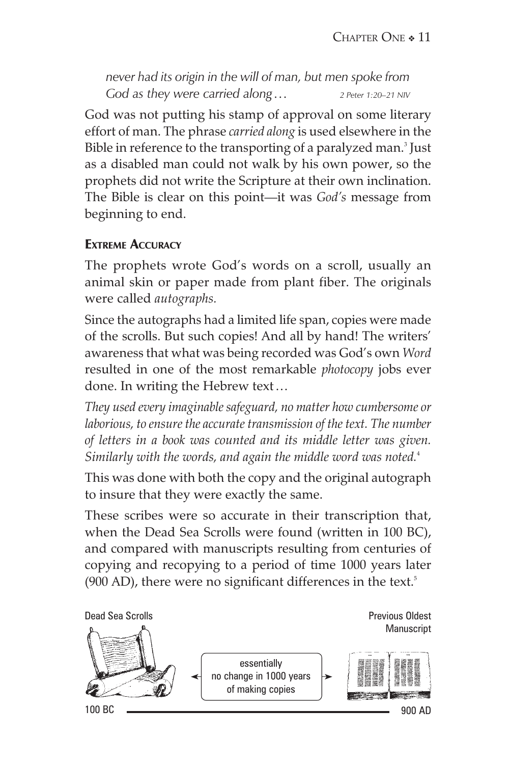*never had its origin in the will of man, but men spoke from God as they were carried along…* 2 Peter 1:20–21 NIV

God was not putting his stamp of approval on some literary effort of man. The phrase *carried along* is used elsewhere in the Bible in reference to the transporting of a paralyzed man.[3] Just as a disabled man could not walk by his own power, so the prophets did not write the Scripture at their own inclination. The Bible is clear on this point—it was *God's* message from beginning to end.

### Extreme Accuracy

The prophets wrote God's words on a scroll, usually an animal skin or paper made from plant fiber. The originals were called *autographs.*

Since the autographs had a limited life span, copies were made of the scrolls. But such copies! And all by hand! The writers' awareness that what was being recorded was God's own *Word* resulted in one of the most remarkable *photocopy* jobs ever done. In writing the Hebrew text…

*They used every imaginable safeguard, no matter how cumbersome or laborious, to ensure the accurate transmission of the text. The number of letters in a book was counted and its middle letter was given. Similarly with the words, and again the middle word was noted.*[4]

This was done with both the copy and the original autograph to insure that they were exactly the same.

These scribes were so accurate in their transcription that, when the Dead Sea Scrolls were found (written in 100 BC), and compared with manuscripts resulting from centuries of copying and recopying to a period of time 1000 years later (900 AD), there were no significant differences in the text.[5]

Dead Sea Scrolls

Previous Oldest Manuscript

essentially no change in 1000 years of making copies

100 BC

900 AD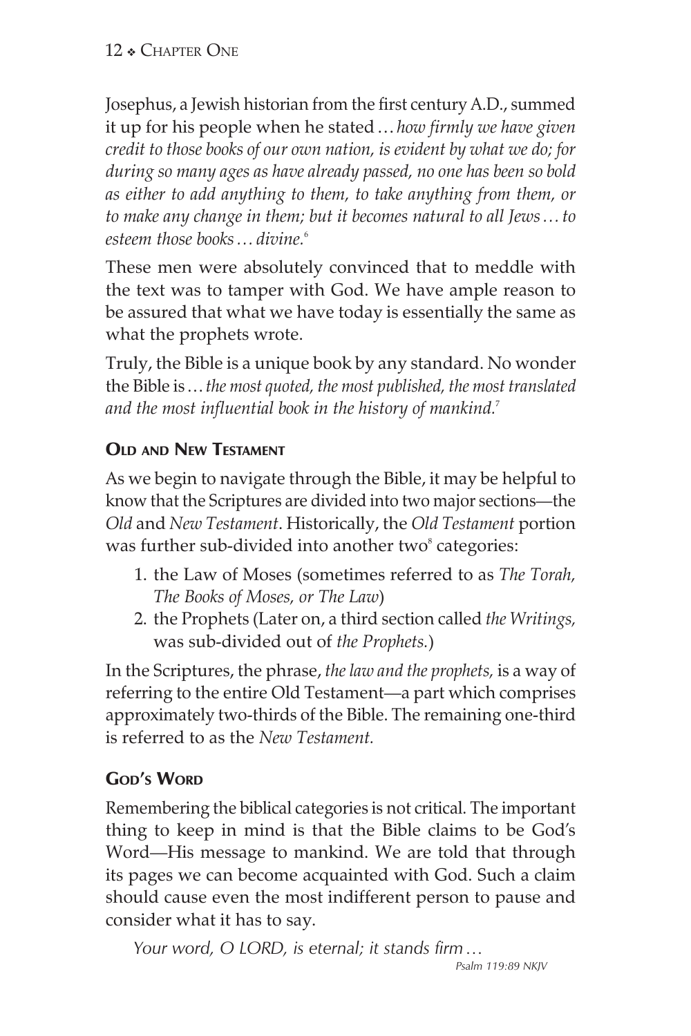Josephus, a Jewish historian from the first century A.D., summed it up for his people when he stated … *how firmly we have given credit to those books of our own nation, is evident by what we do; for during so many ages as have already passed, no one has been so bold as either to add anything to them, to take anything from them, or to make any change in them; but it becomes natural to all Jews … to esteem those books … divine.*[6]

These men were absolutely convinced that to meddle with the text was to tamper with God. We have ample reason to be assured that what we have today is essentially the same as what the prophets wrote.

Truly, the Bible is a unique book by any standard. No wonder the Bible is … *the most quoted, the most published, the most translated and the most influential book in the history of mankind.*[7]

## Old and New Testament

As we begin to navigate through the Bible, it may be helpful to know that the Scriptures are divided into two major sections—the *Old* and *New Testament*. Historically, the *Old Testament* portion was further sub-divided into another two[8] categories:

1. the Law of Moses (sometimes referred to as *The Torah, The Books of Moses, or The Law*)
2. the Prophets (Later on, a third section called *the Writings,* was sub-divided out of *the Prophets.*)

In the Scriptures, the phrase, *the law and the prophets,* is a way of referring to the entire Old Testament—a part which comprises approximately two-thirds of the Bible. The remaining one-third is referred to as the *New Testament.*

## God's Word

Remembering the biblical categories is not critical. The important thing to keep in mind is that the Bible claims to be God's Word—His message to mankind. We are told that through its pages we can become acquainted with God. Such a claim should cause even the most indifferent person to pause and consider what it has to say.

*Your word, O LORD, is eternal; it stands firm …*

*Psalm 119:89 NKJV*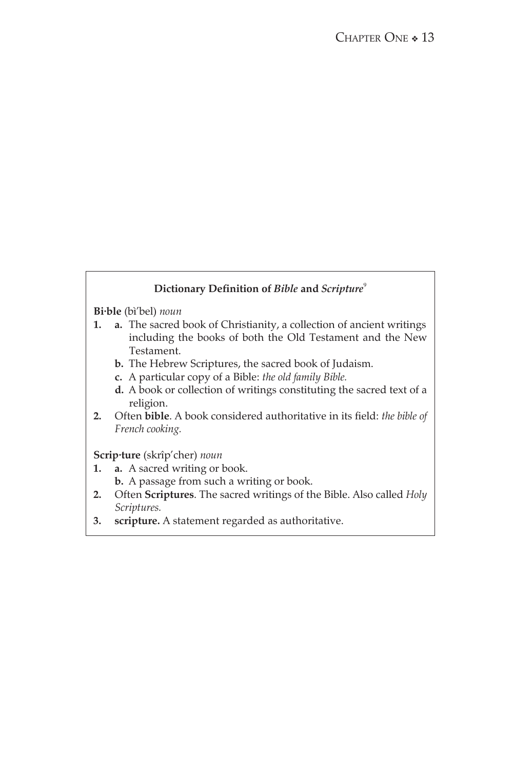**Dictionary Definition of *Bible* and *Scripture*[9]**

**Bi·ble** (bī'bel) *noun*

1. **a.** The sacred book of Christianity, a collection of ancient writings including the books of both the Old Testament and the New Testament.
   **b.** The Hebrew Scriptures, the sacred book of Judaism.
   **c.** A particular copy of a Bible: *the old family Bible.*
   **d.** A book or collection of writings constituting the sacred text of a religion.
2. Often **bible**. A book considered authoritative in its field: *the bible of French cooking.*

**Scrip·ture** (skrîp'cher) *noun*

1. **a.** A sacred writing or book.
   **b.** A passage from such a writing or book.
2. Often **Scriptures**. The sacred writings of the Bible. Also called *Holy Scriptures.*
3. **scripture.** A statement regarded as authoritative.